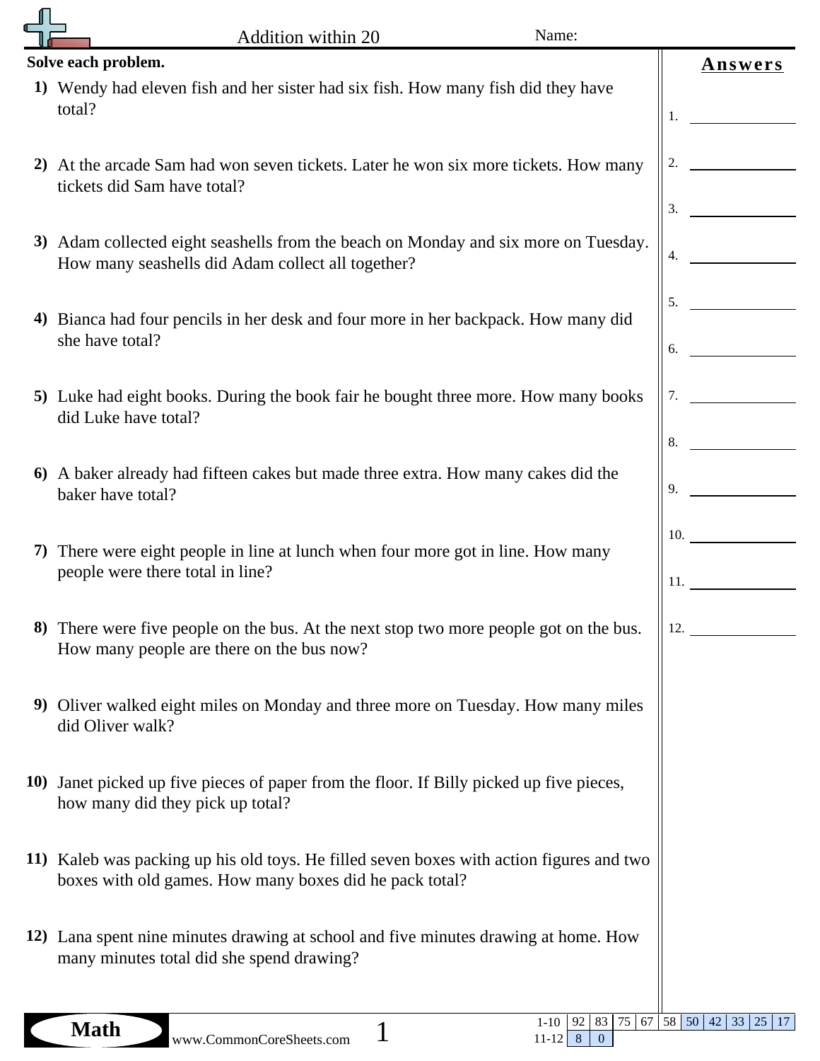# Addition within 20

Name:

**Solve each problem.**

**1)** Wendy had eleven fish and her sister had six fish. How many fish did they have total?

**2)** At the arcade Sam had won seven tickets. Later he won six more tickets. How many tickets did Sam have total?

**3)** Adam collected eight seashells from the beach on Monday and six more on Tuesday. How many seashells did Adam collect all together?

**4)** Bianca had four pencils in her desk and four more in her backpack. How many did she have total?

**5)** Luke had eight books. During the book fair he bought three more. How many books did Luke have total?

**6)** A baker already had fifteen cakes but made three extra. How many cakes did the baker have total?

**7)** There were eight people in line at lunch when four more got in line. How many people were there total in line?

**8)** There were five people on the bus. At the next stop two more people got on the bus. How many people are there on the bus now?

**9)** Oliver walked eight miles on Monday and three more on Tuesday. How many miles did Oliver walk?

**10)** Janet picked up five pieces of paper from the floor. If Billy picked up five pieces, how many did they pick up total?

**11)** Kaleb was packing up his old toys. He filled seven boxes with action figures and two boxes with old games. How many boxes did he pack total?

**12)** Lana spent nine minutes drawing at school and five minutes drawing at home. How many minutes total did she spend drawing?

## Answers

1. ____________
2. ____________
3. ____________
4. ____________
5. ____________
6. ____________
7. ____________
8. ____________
9. ____________
10. ____________
11. ____________
12. ____________

Math

www.CommonCoreSheets.com

| | | | | | | | | | | |
|---|---|---|---|---|---|---|---|---|---|---|
| 1-10 | 92 | 83 | 75 | 67 | 58 | 50 | 42 | 33 | 25 | 17 |
| 11-12 | 8 | 0 | | | | | | | | |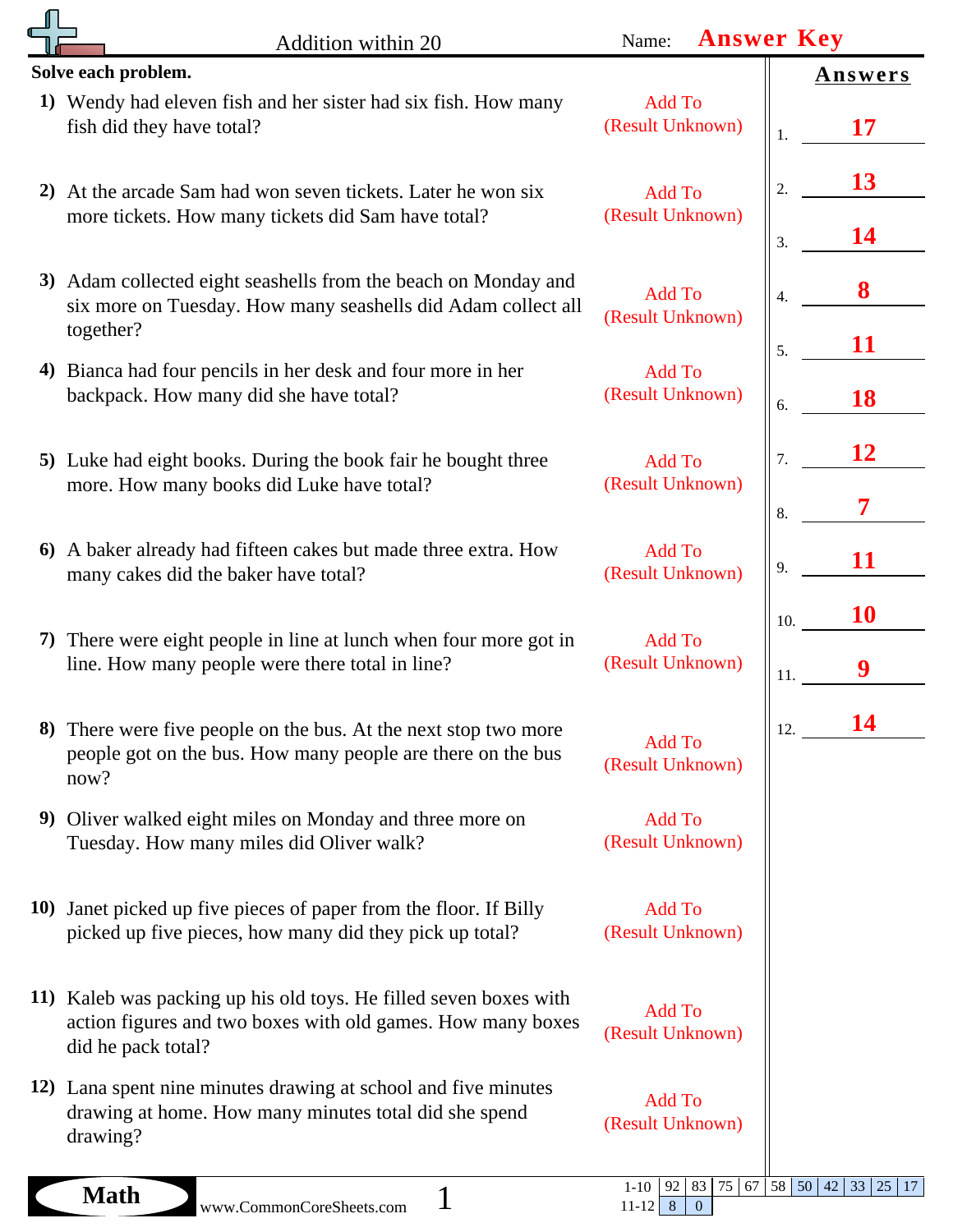# Addition within 20

Name: **Answer Key**

**Solve each problem.**

1) Wendy had eleven fish and her sister had six fish. How many fish did they have total? — Add To (Result Unknown)

2) At the arcade Sam had won seven tickets. Later he won six more tickets. How many tickets did Sam have total? — Add To (Result Unknown)

3) Adam collected eight seashells from the beach on Monday and six more on Tuesday. How many seashells did Adam collect all together? — Add To (Result Unknown)

4) Bianca had four pencils in her desk and four more in her backpack. How many did she have total? — Add To (Result Unknown)

5) Luke had eight books. During the book fair he bought three more. How many books did Luke have total? — Add To (Result Unknown)

6) A baker already had fifteen cakes but made three extra. How many cakes did the baker have total? — Add To (Result Unknown)

7) There were eight people in line at lunch when four more got in line. How many people were there total in line? — Add To (Result Unknown)

8) There were five people on the bus. At the next stop two more people got on the bus. How many people are there on the bus now? — Add To (Result Unknown)

9) Oliver walked eight miles on Monday and three more on Tuesday. How many miles did Oliver walk? — Add To (Result Unknown)

10) Janet picked up five pieces of paper from the floor. If Billy picked up five pieces, how many did they pick up total? — Add To (Result Unknown)

11) Kaleb was packing up his old toys. He filled seven boxes with action figures and two boxes with old games. How many boxes did he pack total? — Add To (Result Unknown)

12) Lana spent nine minutes drawing at school and five minutes drawing at home. How many minutes total did she spend drawing? — Add To (Result Unknown)

## Answers

1. **17**
2. **13**
3. **14**
4. **8**
5. **11**
6. **18**
7. **12**
8. **7**
9. **11**
10. **10**
11. **9**
12. **14**

Math www.CommonCoreSheets.com

| 1-10 | 92 | 83 | 75 | 67 | 58 | 50 | 42 | 33 | 25 | 17 |
|---|---|---|---|---|---|---|---|---|---|---|
| 11-12 | 8 | 0 | | | | | | | | |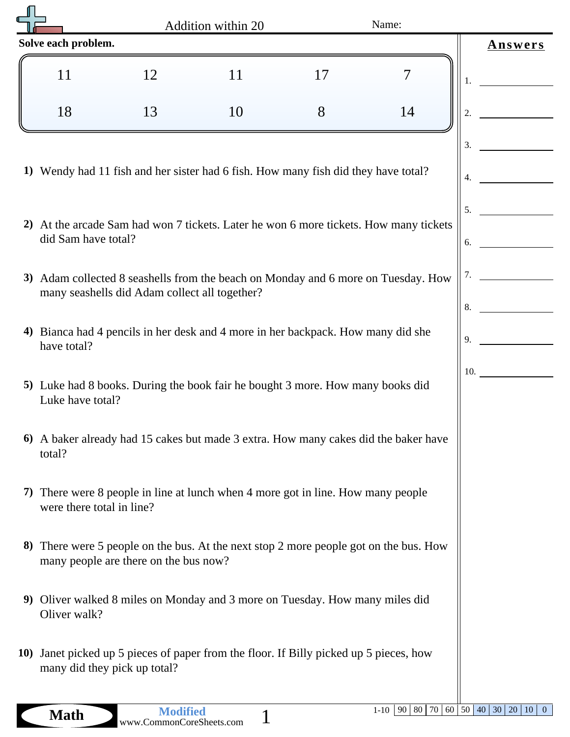# Addition within 20

Name:

**Solve each problem.**

| | | | | |
|---|---|---|---|---|
| 11 | 12 | 11 | 17 | 7 |
| 18 | 13 | 10 | 8 | 14 |

**1)** Wendy had 11 fish and her sister had 6 fish. How many fish did they have total?

**2)** At the arcade Sam had won 7 tickets. Later he won 6 more tickets. How many tickets did Sam have total?

**3)** Adam collected 8 seashells from the beach on Monday and 6 more on Tuesday. How many seashells did Adam collect all together?

**4)** Bianca had 4 pencils in her desk and 4 more in her backpack. How many did she have total?

**5)** Luke had 8 books. During the book fair he bought 3 more. How many books did Luke have total?

**6)** A baker already had 15 cakes but made 3 extra. How many cakes did the baker have total?

**7)** There were 8 people in line at lunch when 4 more got in line. How many people were there total in line?

**8)** There were 5 people on the bus. At the next stop 2 more people got on the bus. How many people are there on the bus now?

**9)** Oliver walked 8 miles on Monday and 3 more on Tuesday. How many miles did Oliver walk?

**10)** Janet picked up 5 pieces of paper from the floor. If Billy picked up 5 pieces, how many did they pick up total?

**Answers**

1. ______
2. ______
3. ______
4. ______
5. ______
6. ______
7. ______
8. ______
9. ______
10. ______

Math — Modified — www.CommonCoreSheets.com

| 1-10 | 90 | 80 | 70 | 60 | 50 | 40 | 30 | 20 | 10 | 0 |
|---|---|---|---|---|---|---|---|---|---|---|